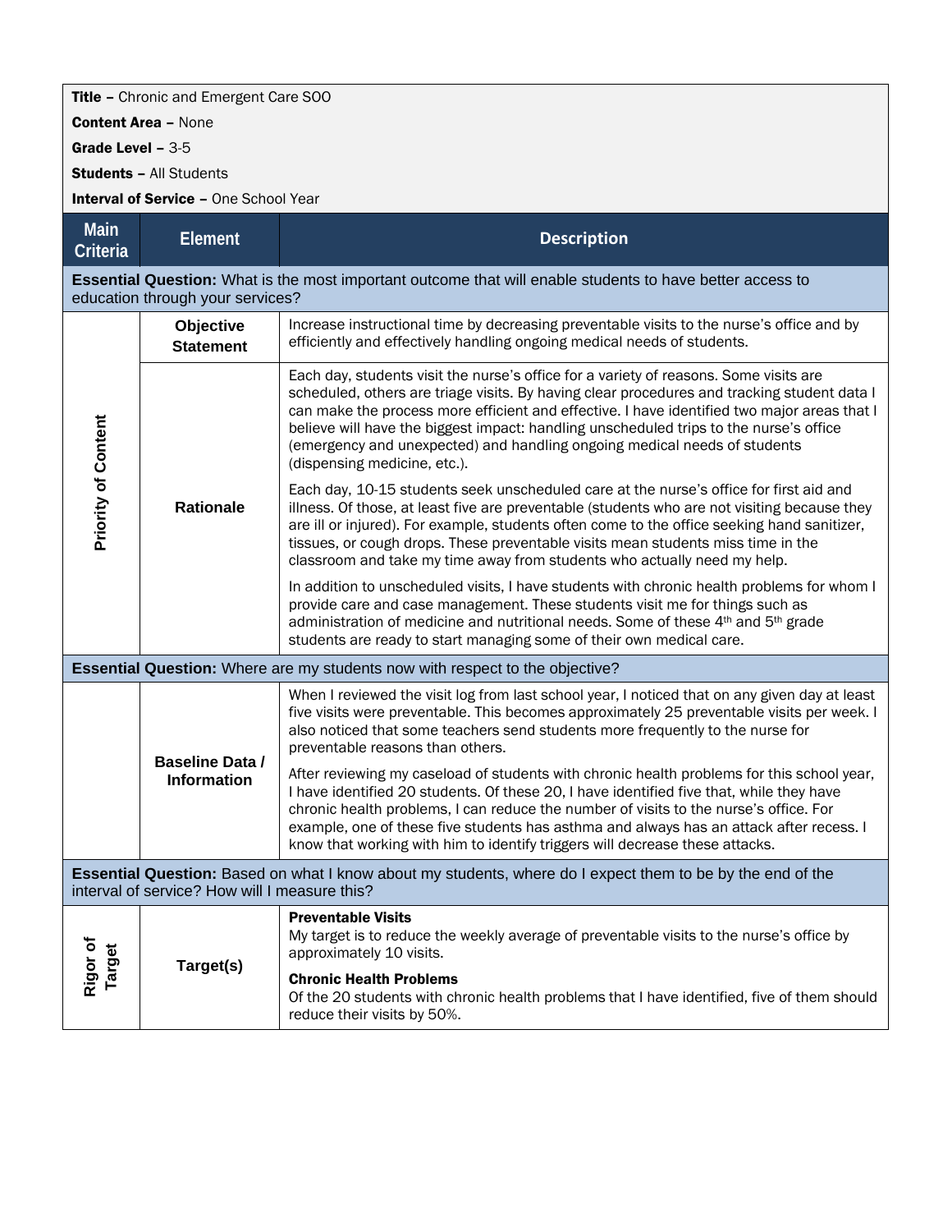**Title –** Chronic and Emergent Care SOO

**Content Area –** None

**Grade Level –** 3-5

**Students –** All Students

**Interval of Service –** One School Year

| Main Criteria | Element | Description |
|---|---|---|
| **Essential Question:** What is the most important outcome that will enable students to have better access to education through your services? | | |
| Priority of Content | **Objective Statement** | Increase instructional time by decreasing preventable visits to the nurse's office and by efficiently and effectively handling ongoing medical needs of students. |
| | **Rationale** | Each day, students visit the nurse's office for a variety of reasons. Some visits are scheduled, others are triage visits. By having clear procedures and tracking student data I can make the process more efficient and effective. I have identified two major areas that I believe will have the biggest impact: handling unscheduled trips to the nurse's office (emergency and unexpected) and handling ongoing medical needs of students (dispensing medicine, etc.).<br><br>Each day, 10-15 students seek unscheduled care at the nurse's office for first aid and illness. Of those, at least five are preventable (students who are not visiting because they are ill or injured). For example, students often come to the office seeking hand sanitizer, tissues, or cough drops. These preventable visits mean students miss time in the classroom and take my time away from students who actually need my help.<br><br>In addition to unscheduled visits, I have students with chronic health problems for whom I provide care and case management. These students visit me for things such as administration of medicine and nutritional needs. Some of these 4th and 5th grade students are ready to start managing some of their own medical care. |
| **Essential Question:** Where are my students now with respect to the objective? | | |
| | **Baseline Data / Information** | When I reviewed the visit log from last school year, I noticed that on any given day at least five visits were preventable. This becomes approximately 25 preventable visits per week. I also noticed that some teachers send students more frequently to the nurse for preventable reasons than others.<br><br>After reviewing my caseload of students with chronic health problems for this school year, I have identified 20 students. Of these 20, I have identified five that, while they have chronic health problems, I can reduce the number of visits to the nurse's office. For example, one of these five students has asthma and always has an attack after recess. I know that working with him to identify triggers will decrease these attacks. |
| **Essential Question:** Based on what I know about my students, where do I expect them to be by the end of the interval of service? How will I measure this? | | |
| Rigor of Target | **Target(s)** | **Preventable Visits**<br>My target is to reduce the weekly average of preventable visits to the nurse's office by approximately 10 visits.<br><br>**Chronic Health Problems**<br>Of the 20 students with chronic health problems that I have identified, five of them should reduce their visits by 50%. |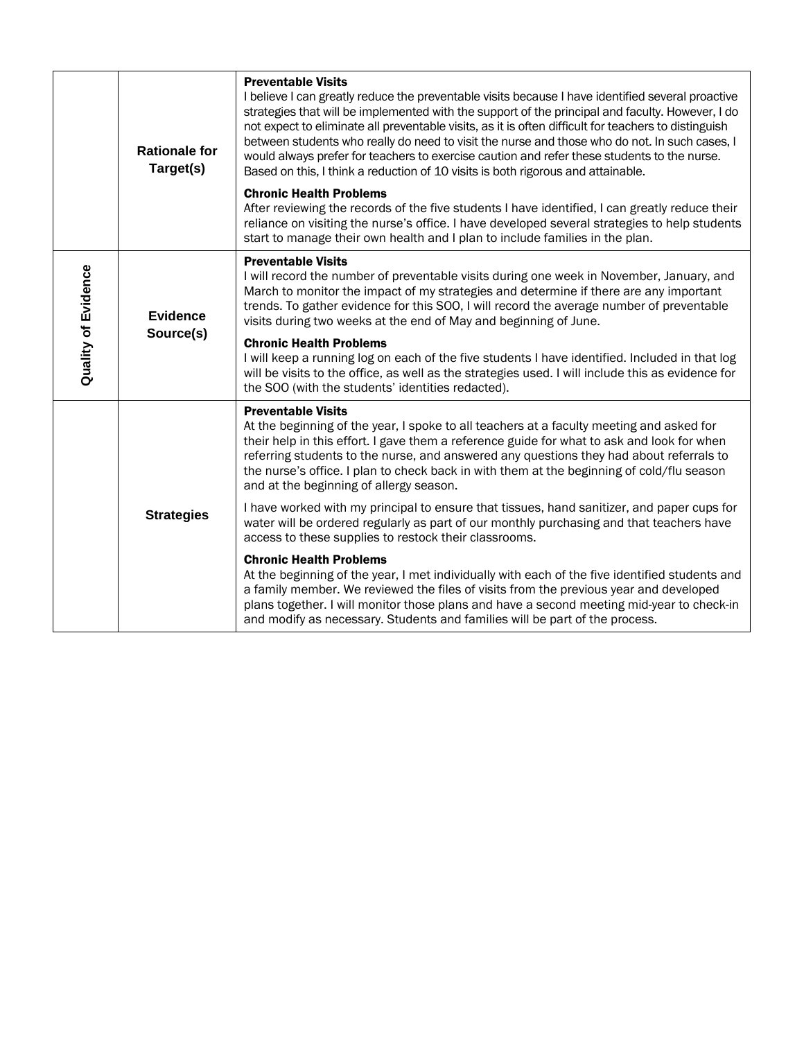| | | |
|---|---|---|
| | **Rationale for Target(s)** | **Preventable Visits**<br>I believe I can greatly reduce the preventable visits because I have identified several proactive strategies that will be implemented with the support of the principal and faculty. However, I do not expect to eliminate all preventable visits, as it is often difficult for teachers to distinguish between students who really do need to visit the nurse and those who do not. In such cases, I would always prefer for teachers to exercise caution and refer these students to the nurse. Based on this, I think a reduction of 10 visits is both rigorous and attainable.<br>**Chronic Health Problems**<br>After reviewing the records of the five students I have identified, I can greatly reduce their reliance on visiting the nurse's office. I have developed several strategies to help students start to manage their own health and I plan to include families in the plan. |
| **Quality of Evidence** | **Evidence Source(s)** | **Preventable Visits**<br>I will record the number of preventable visits during one week in November, January, and March to monitor the impact of my strategies and determine if there are any important trends. To gather evidence for this SOO, I will record the average number of preventable visits during two weeks at the end of May and beginning of June.<br>**Chronic Health Problems**<br>I will keep a running log on each of the five students I have identified. Included in that log will be visits to the office, as well as the strategies used. I will include this as evidence for the SOO (with the students' identities redacted). |
| | **Strategies** | **Preventable Visits**<br>At the beginning of the year, I spoke to all teachers at a faculty meeting and asked for their help in this effort. I gave them a reference guide for what to ask and look for when referring students to the nurse, and answered any questions they had about referrals to the nurse's office. I plan to check back in with them at the beginning of cold/flu season and at the beginning of allergy season.<br>I have worked with my principal to ensure that tissues, hand sanitizer, and paper cups for water will be ordered regularly as part of our monthly purchasing and that teachers have access to these supplies to restock their classrooms.<br>**Chronic Health Problems**<br>At the beginning of the year, I met individually with each of the five identified students and a family member. We reviewed the files of visits from the previous year and developed plans together. I will monitor those plans and have a second meeting mid-year to check-in and modify as necessary. Students and families will be part of the process. |